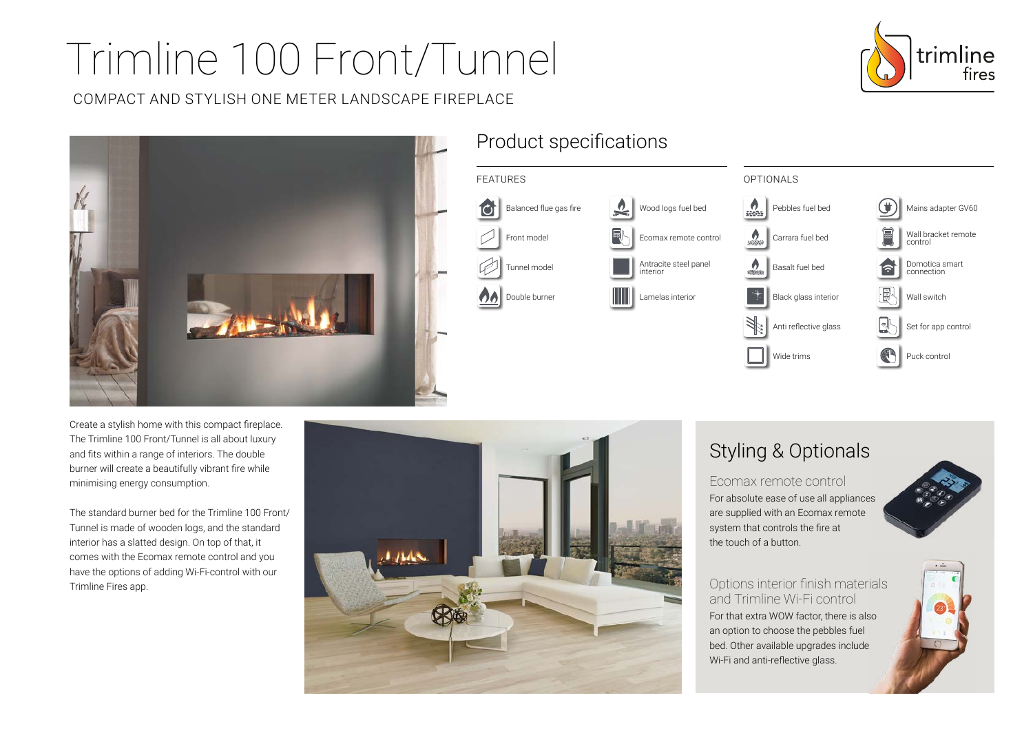# Trimline 100 Front/Tunnel

COMPACT AND STYLISH ONE METER LANDSCAPE FIREPLACE

trimline fires

## Product specifications

### FEATURES

- Balanced flue gas fire
- Front model
- Tunnel model
- Double burner
- Wood logs fuel bed
- Ecomax remote control
- Antracite steel panel interior
- Lamelas interior

### OPTIONALS

- Pebbles fuel bed
- Carrara fuel bed
- Basalt fuel bed
- Black glass interior
- Anti reflective glass
- Wide trims
- Mains adapter GV60
- Wall bracket remote control
- Domotica smart connection
- Wall switch
- Set for app control
- Puck control

Create a stylish home with this compact fireplace. The Trimline 100 Front/Tunnel is all about luxury and fits within a range of interiors. The double burner will create a beautifully vibrant fire while minimising energy consumption.

The standard burner bed for the Trimline 100 Front/Tunnel is made of wooden logs, and the standard interior has a slatted design. On top of that, it comes with the Ecomax remote control and you have the options of adding Wi-Fi-control with our Trimline Fires app.

## Styling & Optionals

### Ecomax remote control

For absolute ease of use all appliances are supplied with an Ecomax remote system that controls the fire at the touch of a button.

### Options interior finish materials and Trimline Wi-Fi control

For that extra WOW factor, there is also an option to choose the pebbles fuel bed. Other available upgrades include Wi-Fi and anti-reflective glass.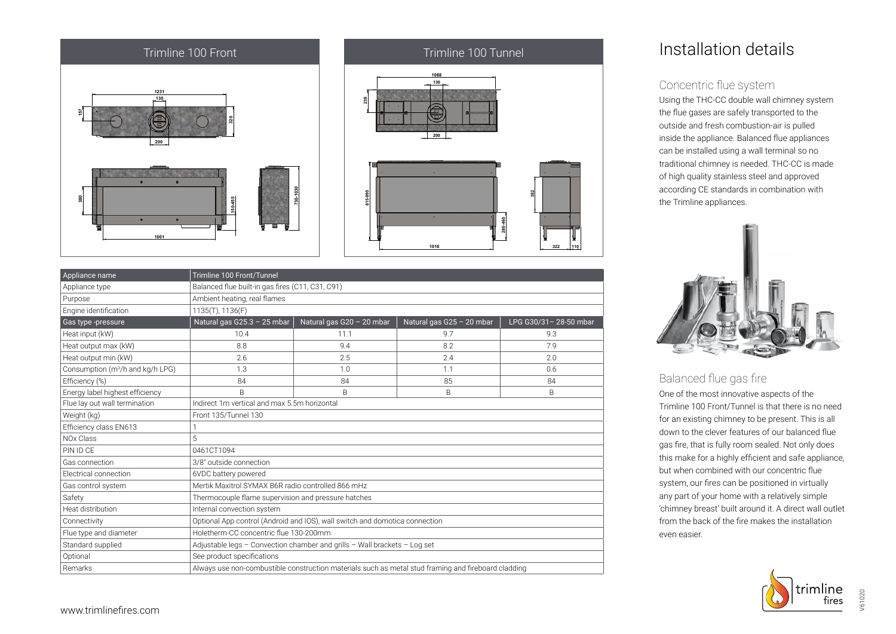## Trimline 100 Front

1231
130
157
320
200
380
150-455
730-1030
1001

## Trimline 100 Tunnel

1068
130
239
200
815-995
382
280-460
1016
322
110

| Appliance name | Trimline 100 Front/Tunnel | | | |
|---|---|---|---|---|
| Appliance type | Balanced flue built-in gas fires (C11, C31, C91) | | | |
| Purpose | Ambient heating, real flames | | | |
| Engine identification | 1135(T), 1136(F) | | | |
| Gas type -pressure | Natural gas G25.3 – 25 mbar | Natural gas G20 – 20 mbar | Natural gas G25 – 20 mbar | LPG G30/31– 28-50 mbar |
| Heat input (kW) | 10.4 | 11.1 | 9.7 | 9.3 |
| Heat output max (kW) | 8.8 | 9.4 | 8.2 | 7.9 |
| Heat output min (kW) | 2.6 | 2.5 | 2.4 | 2.0 |
| Consumption ($m^3$/h and kg/h LPG) | 1.3 | 1.0 | 1.1 | 0.6 |
| Efficiency (%) | 84 | 84 | 85 | 84 |
| Energy label highest efficiency | B | B | B | B |
| Flue lay out wall termination | Indirect 1m vertical and max 5.5m horizontal | | | |
| Weight (kg) | Front 135/Tunnel 130 | | | |
| Efficiency class EN613 | 1 | | | |
| NOx Class | 5 | | | |
| PIN ID CE | 0461CT1094 | | | |
| Gas connection | 3/8" outside connection | | | |
| Electrical connection | 6VDC battery powered | | | |
| Gas control system | Mertik Maxitrol SYMAX B6R radio controlled 866 mHz | | | |
| Safety | Thermocouple flame supervision and pressure hatches | | | |
| Heat distribution | Internal convection system | | | |
| Connectivity | Optional App control (Android and IOS), wall switch and domotica connection | | | |
| Flue type and diameter | Holetherm-CC concentric flue 130-200mm | | | |
| Standard supplied | Adjustable legs – Convection chamber and grills – Wall brackets – Log set | | | |
| Optional | See product specifications | | | |
| Remarks | Always use non-combustible construction materials such as metal stud framing and fireboard cladding | | | |

# Installation details

## Concentric flue system

Using the THC-CC double wall chimney system the flue gases are safely transported to the outside and fresh combustion-air is pulled inside the appliance. Balanced flue appliances can be installed using a wall terminal so no traditional chimney is needed. THC-CC is made of high quality stainless steel and approved according CE standards in combination with the Trimline appliances.

## Balanced flue gas fire

One of the most innovative aspects of the Trimline 100 Front/Tunnel is that there is no need for an existing chimney to be present. This is all down to the clever features of our balanced flue gas fire, that is fully room sealed. Not only does this make for a highly efficient and safe appliance, but when combined with our concentric flue system, our fires can be positioned in virtually any part of your home with a relatively simple 'chimney breast' built around it. A direct wall outlet from the back of the fire makes the installation even easier.

www.trimlinefires.com

trimline fires

V61020